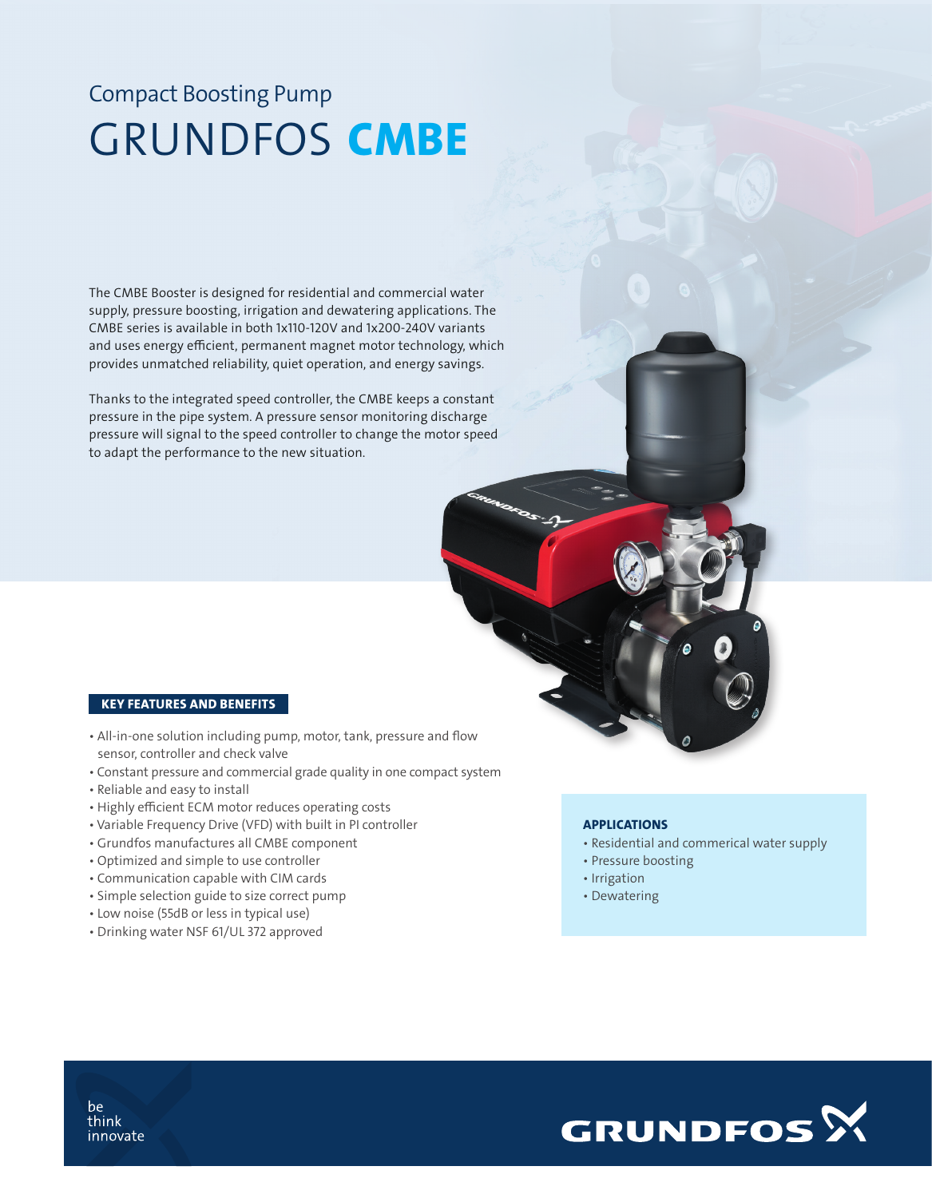Compact Boosting Pump

# GRUNDFOS **CMBE**

The CMBE Booster is designed for residential and commercial water supply, pressure boosting, irrigation and dewatering applications. The CMBE series is available in both 1x110-120V and 1x200-240V variants and uses energy efficient, permanent magnet motor technology, which provides unmatched reliability, quiet operation, and energy savings.

Thanks to the integrated speed controller, the CMBE keeps a constant pressure in the pipe system. A pressure sensor monitoring discharge pressure will signal to the speed controller to change the motor speed to adapt the performance to the new situation.

## KEY FEATURES AND BENEFITS

- All-in-one solution including pump, motor, tank, pressure and flow sensor, controller and check valve
- Constant pressure and commercial grade quality in one compact system
- Reliable and easy to install
- Highly efficient ECM motor reduces operating costs
- Variable Frequency Drive (VFD) with built in PI controller
- Grundfos manufactures all CMBE component
- Optimized and simple to use controller
- Communication capable with CIM cards
- Simple selection guide to size correct pump
- Low noise (55dB or less in typical use)
- Drinking water NSF 61/UL 372 approved

## APPLICATIONS

- Residential and commerical water supply
- Pressure boosting
- Irrigation
- Dewatering

be
think
innovate

GRUNDFOS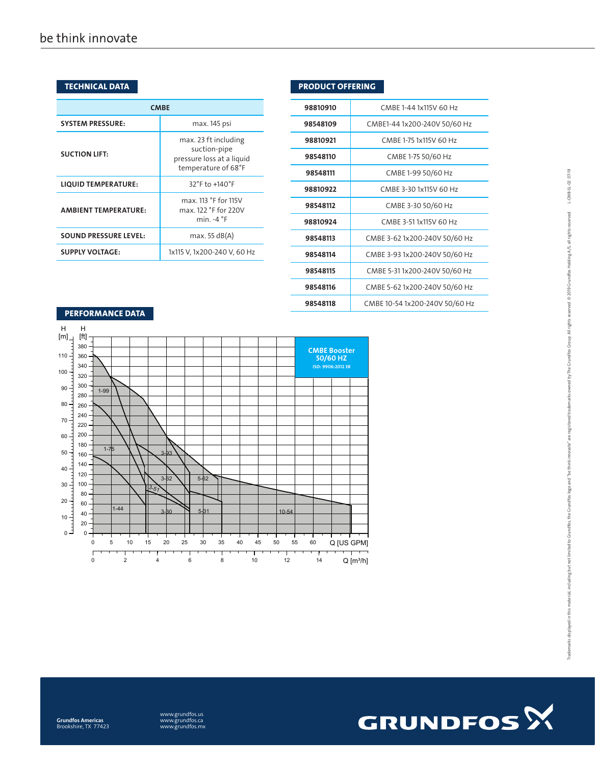## TECHNICAL DATA

| CMBE | |
|---|---|
| **SYSTEM PRESSURE:** | max. 145 psi |
| **SUCTION LIFT:** | max. 23 ft including suction-pipe pressure loss at a liquid temperature of 68°F |
| **LIQUID TEMPERATURE:** | 32°F to +140°F |
| **AMBIENT TEMPERATURE:** | max. 113 °F for 115V<br>max. 122 °F for 220V<br>min. -4 °F |
| **SOUND PRESSURE LEVEL:** | max. 55 dB(A) |
| **SUPPLY VOLTAGE:** | 1x115 V, 1x200-240 V, 60 Hz |

## PRODUCT OFFERING

| | |
|---|---|
| **98810910** | CMBE 1-44 1x115V 60 Hz |
| **98548109** | CMBE1-44 1x200-240V 50/60 Hz |
| **98810921** | CMBE 1-75 1x115V 60 Hz |
| **98548110** | CMBE 1-75 50/60 Hz |
| **98548111** | CMBE 1-99 50/60 Hz |
| **98810922** | CMBE 3-30 1x115V 60 Hz |
| **98548112** | CMBE 3-30 50/60 Hz |
| **98810924** | CMBE 3-51 1x115V 60 Hz |
| **98548113** | CMBE 3-62 1x200-240V 50/60 Hz |
| **98548114** | CMBE 3-93 1x200-240V 50/60 Hz |
| **98548115** | CMBE 5-31 1x200-240V 50/60 Hz |
| **98548116** | CMBE 5-62 1x200-240V 50/60 Hz |
| **98548118** | CMBE 10-54 1x200-240V 50/60 Hz |

## PERFORMANCE DATA

CMBE Booster
50/60 HZ
ISO: 9906:2012 3B

H [m]
H [ft]

1-99
1-75
1-44
3-93
3-62
3-51
3-30
5-62
5-31
10-54

Q [US GPM]
Q [m³/h]

Grundfos Americas
Brookshire, TX 77423

www.grundfos.us
www.grundfos.ca
www.grundfos.mx